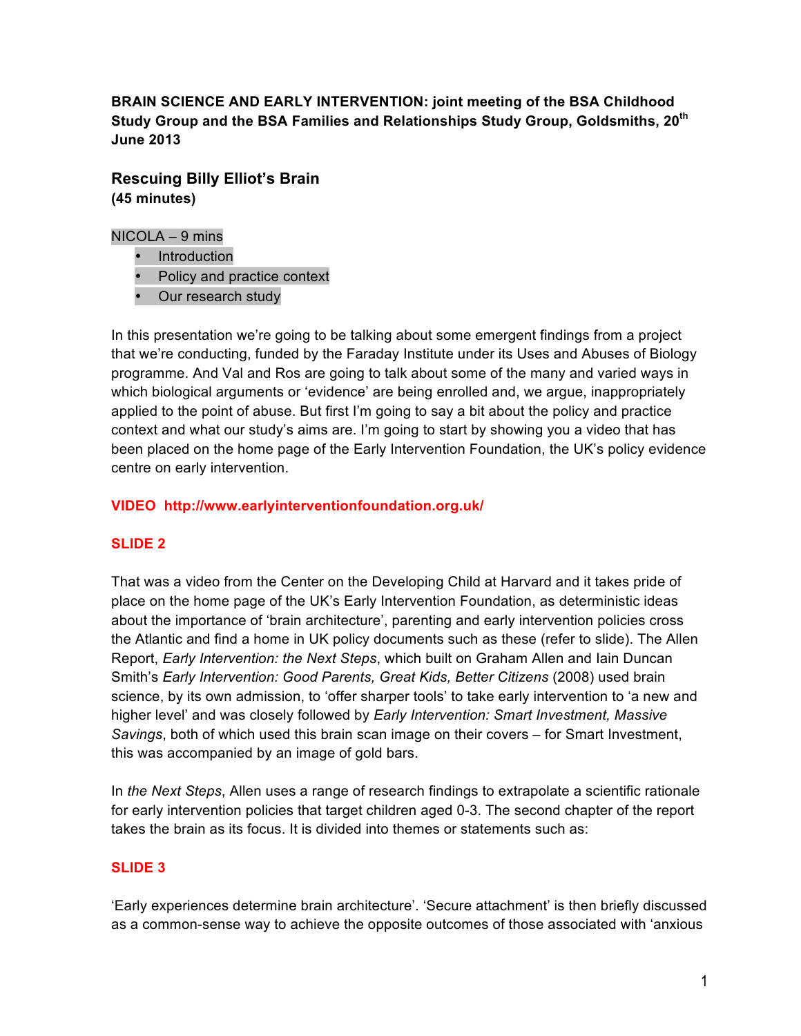**BRAIN SCIENCE AND EARLY INTERVENTION: joint meeting of the BSA Childhood Study Group and the BSA Families and Relationships Study Group, Goldsmiths, 20th June 2013**

## Rescuing Billy Elliot's Brain
**(45 minutes)**

NICOLA – 9 mins

- Introduction
- Policy and practice context
- Our research study

In this presentation we're going to be talking about some emergent findings from a project that we're conducting, funded by the Faraday Institute under its Uses and Abuses of Biology programme. And Val and Ros are going to talk about some of the many and varied ways in which biological arguments or 'evidence' are being enrolled and, we argue, inappropriately applied to the point of abuse. But first I'm going to say a bit about the policy and practice context and what our study's aims are. I'm going to start by showing you a video that has been placed on the home page of the Early Intervention Foundation, the UK's policy evidence centre on early intervention.

**VIDEO http://www.earlyinterventionfoundation.org.uk/**

**SLIDE 2**

That was a video from the Center on the Developing Child at Harvard and it takes pride of place on the home page of the UK's Early Intervention Foundation, as deterministic ideas about the importance of 'brain architecture', parenting and early intervention policies cross the Atlantic and find a home in UK policy documents such as these (refer to slide). The Allen Report, *Early Intervention: the Next Steps*, which built on Graham Allen and Iain Duncan Smith's *Early Intervention: Good Parents, Great Kids, Better Citizens* (2008) used brain science, by its own admission, to 'offer sharper tools' to take early intervention to 'a new and higher level' and was closely followed by *Early Intervention: Smart Investment, Massive Savings*, both of which used this brain scan image on their covers – for Smart Investment, this was accompanied by an image of gold bars.

In *the Next Steps*, Allen uses a range of research findings to extrapolate a scientific rationale for early intervention policies that target children aged 0-3. The second chapter of the report takes the brain as its focus. It is divided into themes or statements such as:

**SLIDE 3**

'Early experiences determine brain architecture'. 'Secure attachment' is then briefly discussed as a common-sense way to achieve the opposite outcomes of those associated with 'anxious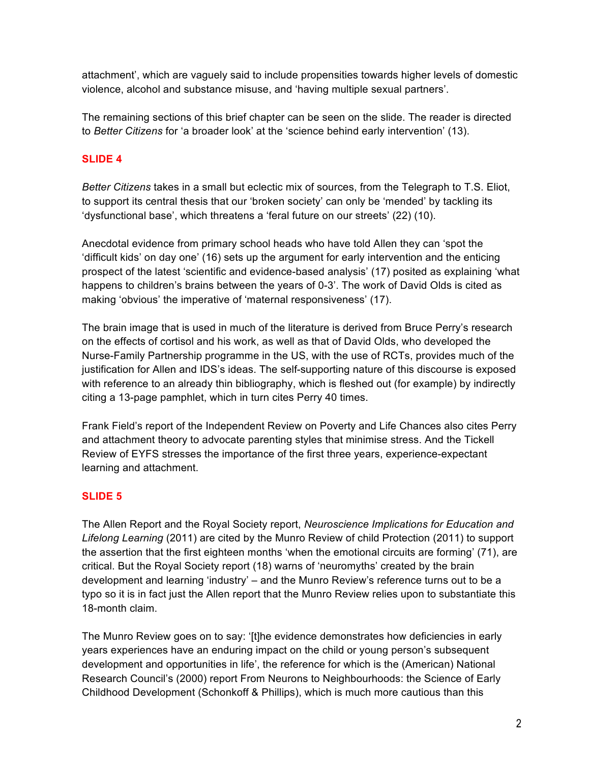attachment', which are vaguely said to include propensities towards higher levels of domestic violence, alcohol and substance misuse, and 'having multiple sexual partners'.

The remaining sections of this brief chapter can be seen on the slide. The reader is directed to *Better Citizens* for 'a broader look' at the 'science behind early intervention' (13).

**SLIDE 4**

*Better Citizens* takes in a small but eclectic mix of sources, from the Telegraph to T.S. Eliot, to support its central thesis that our 'broken society' can only be 'mended' by tackling its 'dysfunctional base', which threatens a 'feral future on our streets' (22) (10).

Anecdotal evidence from primary school heads who have told Allen they can 'spot the 'difficult kids' on day one' (16) sets up the argument for early intervention and the enticing prospect of the latest 'scientific and evidence-based analysis' (17) posited as explaining 'what happens to children's brains between the years of 0-3'. The work of David Olds is cited as making 'obvious' the imperative of 'maternal responsiveness' (17).

The brain image that is used in much of the literature is derived from Bruce Perry's research on the effects of cortisol and his work, as well as that of David Olds, who developed the Nurse-Family Partnership programme in the US, with the use of RCTs, provides much of the justification for Allen and IDS's ideas. The self-supporting nature of this discourse is exposed with reference to an already thin bibliography, which is fleshed out (for example) by indirectly citing a 13-page pamphlet, which in turn cites Perry 40 times.

Frank Field's report of the Independent Review on Poverty and Life Chances also cites Perry and attachment theory to advocate parenting styles that minimise stress. And the Tickell Review of EYFS stresses the importance of the first three years, experience-expectant learning and attachment.

**SLIDE 5**

The Allen Report and the Royal Society report, *Neuroscience Implications for Education and Lifelong Learning* (2011) are cited by the Munro Review of child Protection (2011) to support the assertion that the first eighteen months 'when the emotional circuits are forming' (71), are critical. But the Royal Society report (18) warns of 'neuromyths' created by the brain development and learning 'industry' – and the Munro Review's reference turns out to be a typo so it is in fact just the Allen report that the Munro Review relies upon to substantiate this 18-month claim.

The Munro Review goes on to say: '[t]he evidence demonstrates how deficiencies in early years experiences have an enduring impact on the child or young person's subsequent development and opportunities in life', the reference for which is the (American) National Research Council's (2000) report From Neurons to Neighbourhoods: the Science of Early Childhood Development (Schonkoff & Phillips), which is much more cautious than this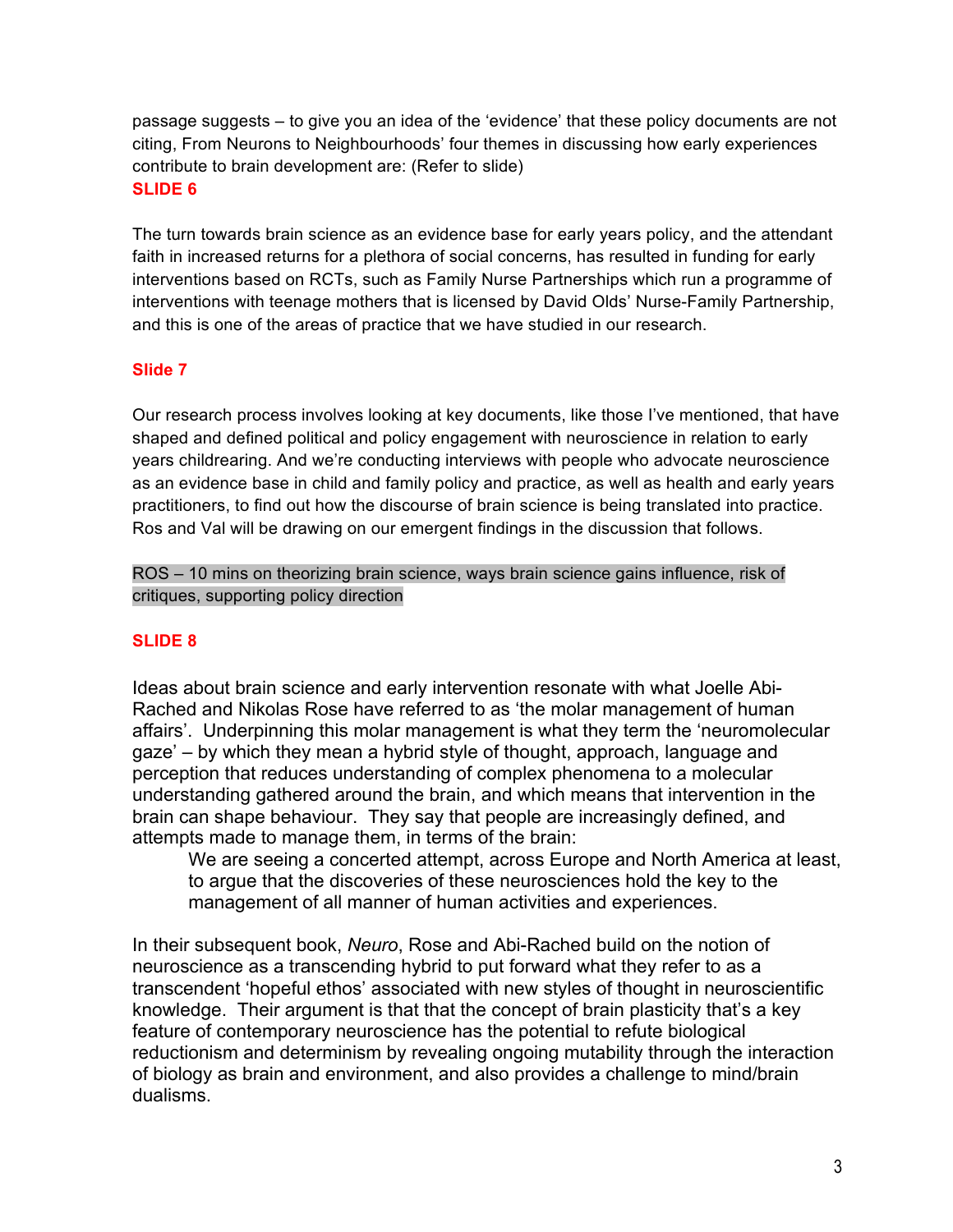passage suggests – to give you an idea of the 'evidence' that these policy documents are not citing, From Neurons to Neighbourhoods' four themes in discussing how early experiences contribute to brain development are: (Refer to slide)

**SLIDE 6**

The turn towards brain science as an evidence base for early years policy, and the attendant faith in increased returns for a plethora of social concerns, has resulted in funding for early interventions based on RCTs, such as Family Nurse Partnerships which run a programme of interventions with teenage mothers that is licensed by David Olds' Nurse-Family Partnership, and this is one of the areas of practice that we have studied in our research.

**Slide 7**

Our research process involves looking at key documents, like those I've mentioned, that have shaped and defined political and policy engagement with neuroscience in relation to early years childrearing. And we're conducting interviews with people who advocate neuroscience as an evidence base in child and family policy and practice, as well as health and early years practitioners, to find out how the discourse of brain science is being translated into practice. Ros and Val will be drawing on our emergent findings in the discussion that follows.

ROS – 10 mins on theorizing brain science, ways brain science gains influence, risk of critiques, supporting policy direction

**SLIDE 8**

Ideas about brain science and early intervention resonate with what Joelle Abi-Rached and Nikolas Rose have referred to as 'the molar management of human affairs'. Underpinning this molar management is what they term the 'neuromolecular gaze' – by which they mean a hybrid style of thought, approach, language and perception that reduces understanding of complex phenomena to a molecular understanding gathered around the brain, and which means that intervention in the brain can shape behaviour. They say that people are increasingly defined, and attempts made to manage them, in terms of the brain:

> We are seeing a concerted attempt, across Europe and North America at least, to argue that the discoveries of these neurosciences hold the key to the management of all manner of human activities and experiences.

In their subsequent book, *Neuro*, Rose and Abi-Rached build on the notion of neuroscience as a transcending hybrid to put forward what they refer to as a transcendent 'hopeful ethos' associated with new styles of thought in neuroscientific knowledge. Their argument is that that the concept of brain plasticity that's a key feature of contemporary neuroscience has the potential to refute biological reductionism and determinism by revealing ongoing mutability through the interaction of biology as brain and environment, and also provides a challenge to mind/brain dualisms.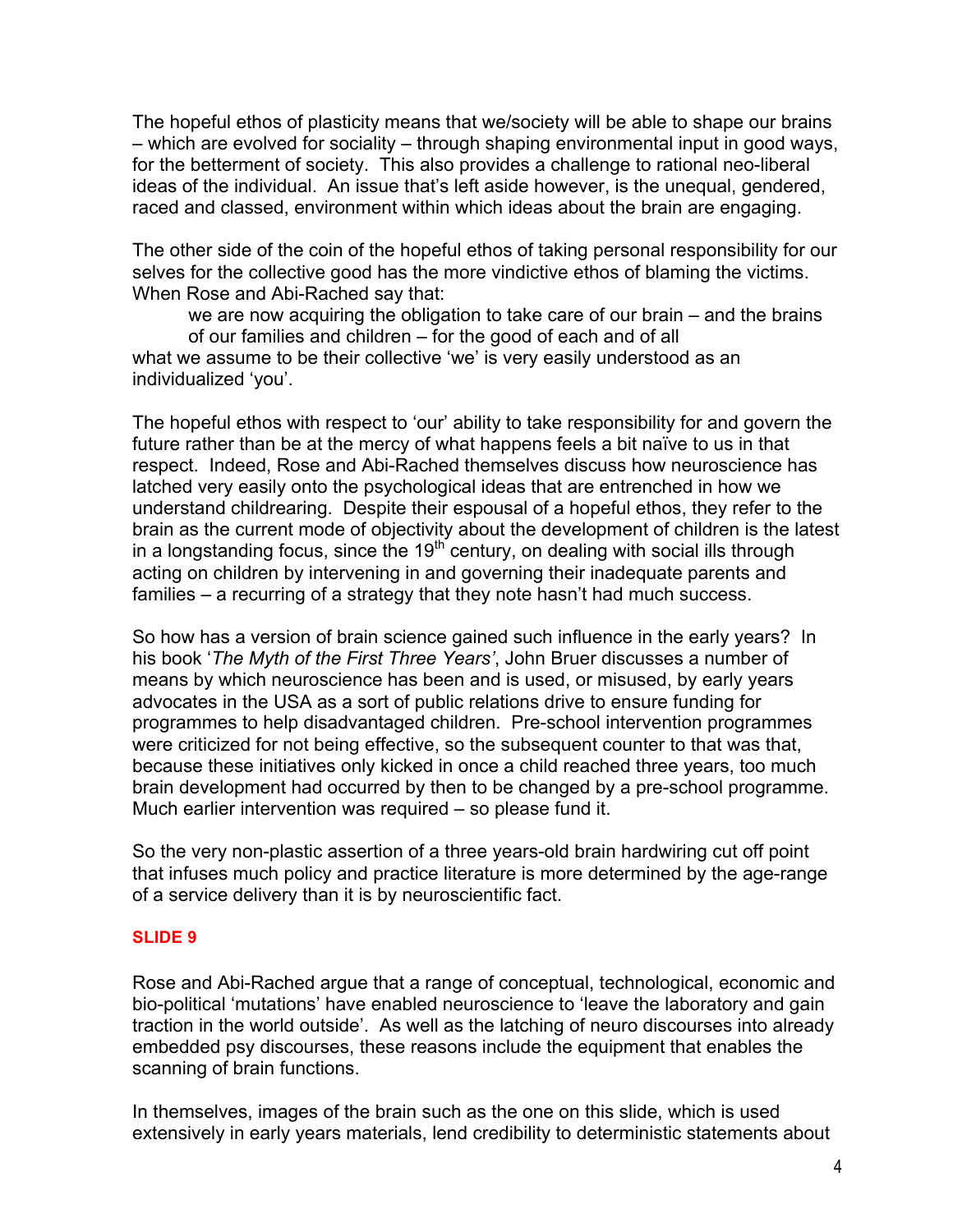The hopeful ethos of plasticity means that we/society will be able to shape our brains – which are evolved for sociality – through shaping environmental input in good ways, for the betterment of society. This also provides a challenge to rational neo-liberal ideas of the individual. An issue that's left aside however, is the unequal, gendered, raced and classed, environment within which ideas about the brain are engaging.

The other side of the coin of the hopeful ethos of taking personal responsibility for our selves for the collective good has the more vindictive ethos of blaming the victims. When Rose and Abi-Rached say that:

> we are now acquiring the obligation to take care of our brain – and the brains of our families and children – for the good of each and of all

what we assume to be their collective 'we' is very easily understood as an individualized 'you'.

The hopeful ethos with respect to 'our' ability to take responsibility for and govern the future rather than be at the mercy of what happens feels a bit naïve to us in that respect. Indeed, Rose and Abi-Rached themselves discuss how neuroscience has latched very easily onto the psychological ideas that are entrenched in how we understand childrearing. Despite their espousal of a hopeful ethos, they refer to the brain as the current mode of objectivity about the development of children is the latest in a longstanding focus, since the 19th century, on dealing with social ills through acting on children by intervening in and governing their inadequate parents and families – a recurring of a strategy that they note hasn't had much success.

So how has a version of brain science gained such influence in the early years? In his book '*The Myth of the First Three Years'*, John Bruer discusses a number of means by which neuroscience has been and is used, or misused, by early years advocates in the USA as a sort of public relations drive to ensure funding for programmes to help disadvantaged children. Pre-school intervention programmes were criticized for not being effective, so the subsequent counter to that was that, because these initiatives only kicked in once a child reached three years, too much brain development had occurred by then to be changed by a pre-school programme. Much earlier intervention was required – so please fund it.

So the very non-plastic assertion of a three years-old brain hardwiring cut off point that infuses much policy and practice literature is more determined by the age-range of a service delivery than it is by neuroscientific fact.

**SLIDE 9**

Rose and Abi-Rached argue that a range of conceptual, technological, economic and bio-political 'mutations' have enabled neuroscience to 'leave the laboratory and gain traction in the world outside'. As well as the latching of neuro discourses into already embedded psy discourses, these reasons include the equipment that enables the scanning of brain functions.

In themselves, images of the brain such as the one on this slide, which is used extensively in early years materials, lend credibility to deterministic statements about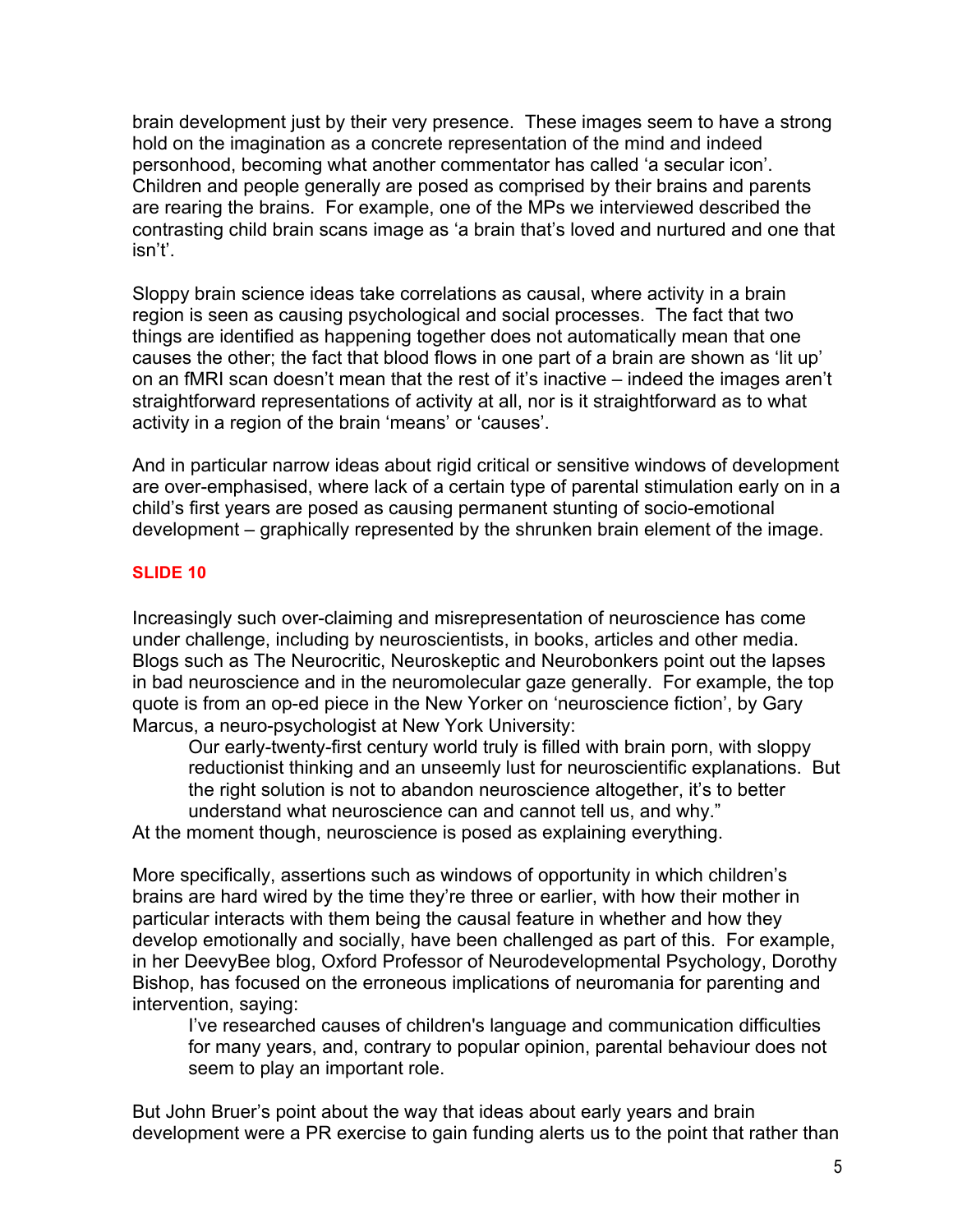brain development just by their very presence. These images seem to have a strong hold on the imagination as a concrete representation of the mind and indeed personhood, becoming what another commentator has called 'a secular icon'. Children and people generally are posed as comprised by their brains and parents are rearing the brains. For example, one of the MPs we interviewed described the contrasting child brain scans image as 'a brain that's loved and nurtured and one that isn't'.

Sloppy brain science ideas take correlations as causal, where activity in a brain region is seen as causing psychological and social processes. The fact that two things are identified as happening together does not automatically mean that one causes the other; the fact that blood flows in one part of a brain are shown as 'lit up' on an fMRI scan doesn't mean that the rest of it's inactive – indeed the images aren't straightforward representations of activity at all, nor is it straightforward as to what activity in a region of the brain 'means' or 'causes'.

And in particular narrow ideas about rigid critical or sensitive windows of development are over-emphasised, where lack of a certain type of parental stimulation early on in a child's first years are posed as causing permanent stunting of socio-emotional development – graphically represented by the shrunken brain element of the image.

**SLIDE 10**

Increasingly such over-claiming and misrepresentation of neuroscience has come under challenge, including by neuroscientists, in books, articles and other media. Blogs such as The Neurocritic, Neuroskeptic and Neurobonkers point out the lapses in bad neuroscience and in the neuromolecular gaze generally. For example, the top quote is from an op-ed piece in the New Yorker on 'neuroscience fiction', by Gary Marcus, a neuro-psychologist at New York University:

> Our early-twenty-first century world truly is filled with brain porn, with sloppy reductionist thinking and an unseemly lust for neuroscientific explanations. But the right solution is not to abandon neuroscience altogether, it's to better understand what neuroscience can and cannot tell us, and why."

At the moment though, neuroscience is posed as explaining everything.

More specifically, assertions such as windows of opportunity in which children's brains are hard wired by the time they're three or earlier, with how their mother in particular interacts with them being the causal feature in whether and how they develop emotionally and socially, have been challenged as part of this. For example, in her DeevyBee blog, Oxford Professor of Neurodevelopmental Psychology, Dorothy Bishop, has focused on the erroneous implications of neuromania for parenting and intervention, saying:

> I've researched causes of children's language and communication difficulties for many years, and, contrary to popular opinion, parental behaviour does not seem to play an important role.

But John Bruer's point about the way that ideas about early years and brain development were a PR exercise to gain funding alerts us to the point that rather than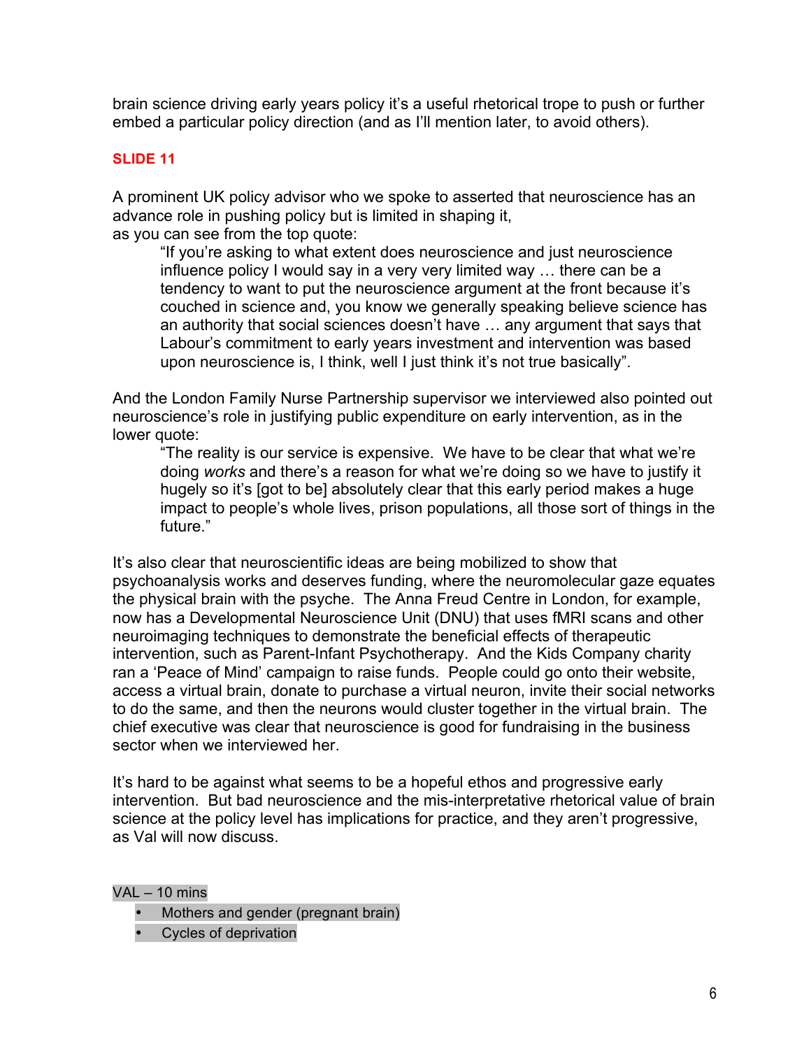brain science driving early years policy it's a useful rhetorical trope to push or further embed a particular policy direction (and as I'll mention later, to avoid others).

**SLIDE 11**

A prominent UK policy advisor who we spoke to asserted that neuroscience has an advance role in pushing policy but is limited in shaping it,
as you can see from the top quote:

> "If you're asking to what extent does neuroscience and just neuroscience influence policy I would say in a very very limited way … there can be a tendency to want to put the neuroscience argument at the front because it's couched in science and, you know we generally speaking believe science has an authority that social sciences doesn't have … any argument that says that Labour's commitment to early years investment and intervention was based upon neuroscience is, I think, well I just think it's not true basically".

And the London Family Nurse Partnership supervisor we interviewed also pointed out neuroscience's role in justifying public expenditure on early intervention, as in the lower quote:

> "The reality is our service is expensive. We have to be clear that what we're doing *works* and there's a reason for what we're doing so we have to justify it hugely so it's [got to be] absolutely clear that this early period makes a huge impact to people's whole lives, prison populations, all those sort of things in the future."

It's also clear that neuroscientific ideas are being mobilized to show that psychoanalysis works and deserves funding, where the neuromolecular gaze equates the physical brain with the psyche. The Anna Freud Centre in London, for example, now has a Developmental Neuroscience Unit (DNU) that uses fMRI scans and other neuroimaging techniques to demonstrate the beneficial effects of therapeutic intervention, such as Parent-Infant Psychotherapy. And the Kids Company charity ran a 'Peace of Mind' campaign to raise funds. People could go onto their website, access a virtual brain, donate to purchase a virtual neuron, invite their social networks to do the same, and then the neurons would cluster together in the virtual brain. The chief executive was clear that neuroscience is good for fundraising in the business sector when we interviewed her.

It's hard to be against what seems to be a hopeful ethos and progressive early intervention. But bad neuroscience and the mis-interpretative rhetorical value of brain science at the policy level has implications for practice, and they aren't progressive, as Val will now discuss.

VAL – 10 mins

- Mothers and gender (pregnant brain)
- Cycles of deprivation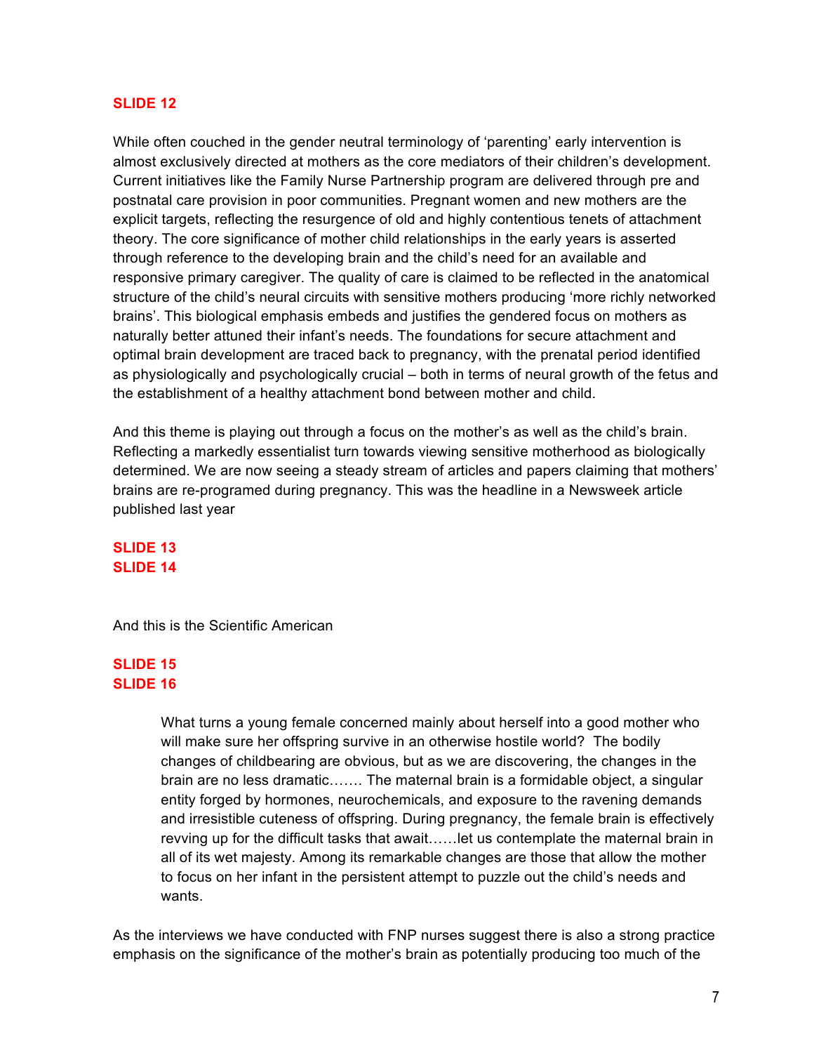**SLIDE 12**

While often couched in the gender neutral terminology of 'parenting' early intervention is almost exclusively directed at mothers as the core mediators of their children's development. Current initiatives like the Family Nurse Partnership program are delivered through pre and postnatal care provision in poor communities. Pregnant women and new mothers are the explicit targets, reflecting the resurgence of old and highly contentious tenets of attachment theory. The core significance of mother child relationships in the early years is asserted through reference to the developing brain and the child's need for an available and responsive primary caregiver. The quality of care is claimed to be reflected in the anatomical structure of the child's neural circuits with sensitive mothers producing 'more richly networked brains'. This biological emphasis embeds and justifies the gendered focus on mothers as naturally better attuned their infant's needs. The foundations for secure attachment and optimal brain development are traced back to pregnancy, with the prenatal period identified as physiologically and psychologically crucial – both in terms of neural growth of the fetus and the establishment of a healthy attachment bond between mother and child.

And this theme is playing out through a focus on the mother's as well as the child's brain. Reflecting a markedly essentialist turn towards viewing sensitive motherhood as biologically determined. We are now seeing a steady stream of articles and papers claiming that mothers' brains are re-programed during pregnancy. This was the headline in a Newsweek article published last year

**SLIDE 13**
**SLIDE 14**

And this is the Scientific American

**SLIDE 15**
**SLIDE 16**

> What turns a young female concerned mainly about herself into a good mother who will make sure her offspring survive in an otherwise hostile world? The bodily changes of childbearing are obvious, but as we are discovering, the changes in the brain are no less dramatic……. The maternal brain is a formidable object, a singular entity forged by hormones, neurochemicals, and exposure to the ravening demands and irresistible cuteness of offspring. During pregnancy, the female brain is effectively revving up for the difficult tasks that await……let us contemplate the maternal brain in all of its wet majesty. Among its remarkable changes are those that allow the mother to focus on her infant in the persistent attempt to puzzle out the child's needs and wants.

As the interviews we have conducted with FNP nurses suggest there is also a strong practice emphasis on the significance of the mother's brain as potentially producing too much of the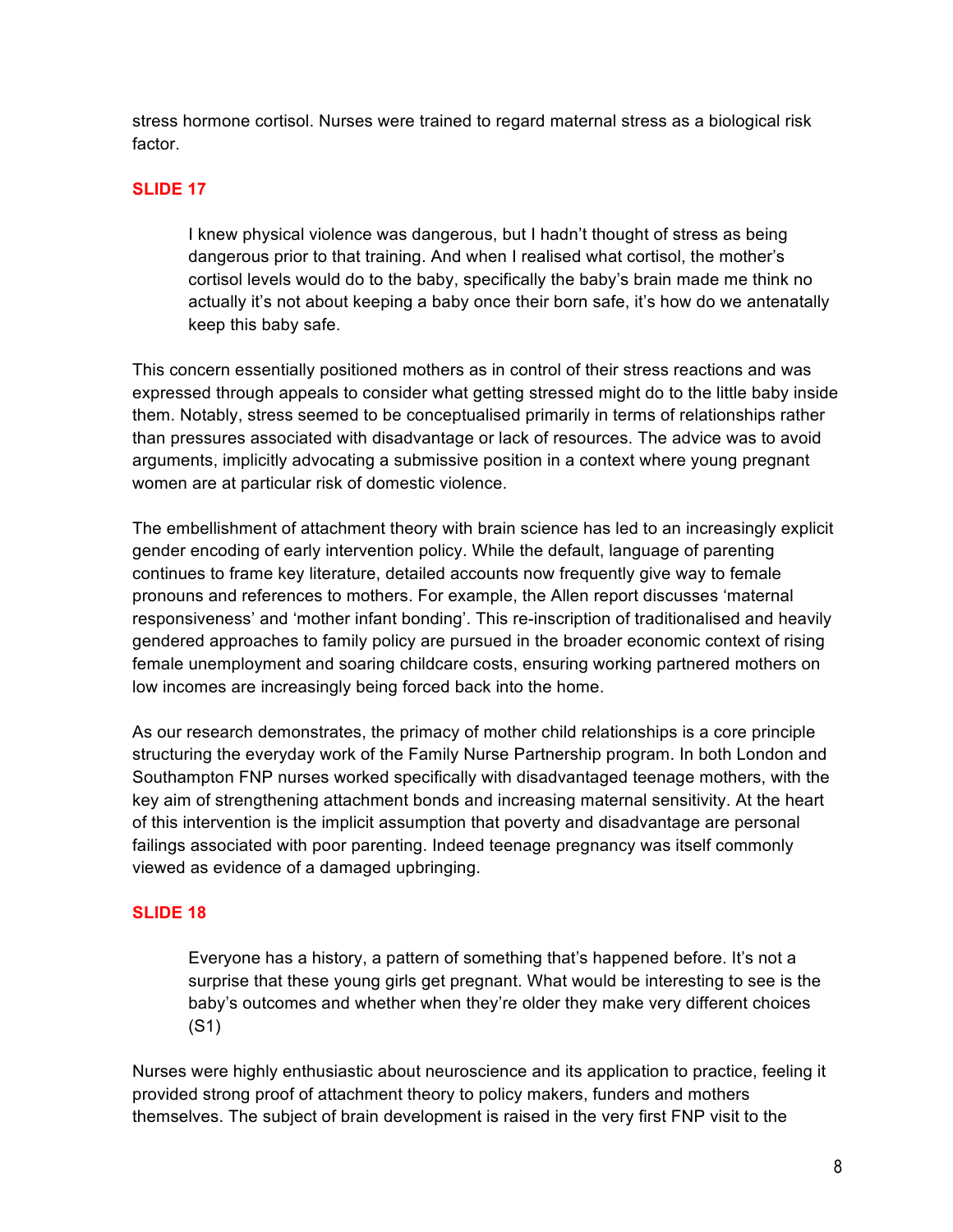stress hormone cortisol. Nurses were trained to regard maternal stress as a biological risk factor.

**SLIDE 17**

> I knew physical violence was dangerous, but I hadn't thought of stress as being dangerous prior to that training. And when I realised what cortisol, the mother's cortisol levels would do to the baby, specifically the baby's brain made me think no actually it's not about keeping a baby once their born safe, it's how do we antenatally keep this baby safe.

This concern essentially positioned mothers as in control of their stress reactions and was expressed through appeals to consider what getting stressed might do to the little baby inside them. Notably, stress seemed to be conceptualised primarily in terms of relationships rather than pressures associated with disadvantage or lack of resources. The advice was to avoid arguments, implicitly advocating a submissive position in a context where young pregnant women are at particular risk of domestic violence.

The embellishment of attachment theory with brain science has led to an increasingly explicit gender encoding of early intervention policy. While the default, language of parenting continues to frame key literature, detailed accounts now frequently give way to female pronouns and references to mothers. For example, the Allen report discusses 'maternal responsiveness' and 'mother infant bonding'. This re-inscription of traditionalised and heavily gendered approaches to family policy are pursued in the broader economic context of rising female unemployment and soaring childcare costs, ensuring working partnered mothers on low incomes are increasingly being forced back into the home.

As our research demonstrates, the primacy of mother child relationships is a core principle structuring the everyday work of the Family Nurse Partnership program. In both London and Southampton FNP nurses worked specifically with disadvantaged teenage mothers, with the key aim of strengthening attachment bonds and increasing maternal sensitivity. At the heart of this intervention is the implicit assumption that poverty and disadvantage are personal failings associated with poor parenting. Indeed teenage pregnancy was itself commonly viewed as evidence of a damaged upbringing.

**SLIDE 18**

> Everyone has a history, a pattern of something that's happened before. It's not a surprise that these young girls get pregnant. What would be interesting to see is the baby's outcomes and whether when they're older they make very different choices (S1)

Nurses were highly enthusiastic about neuroscience and its application to practice, feeling it provided strong proof of attachment theory to policy makers, funders and mothers themselves. The subject of brain development is raised in the very first FNP visit to the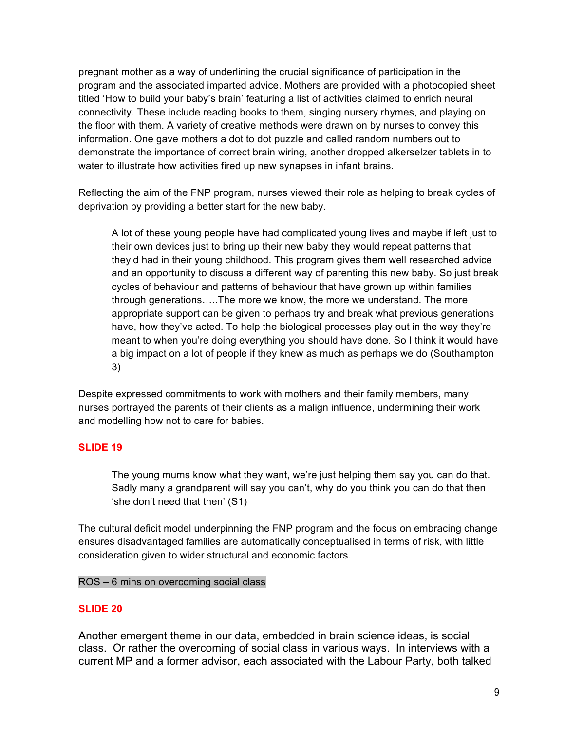pregnant mother as a way of underlining the crucial significance of participation in the program and the associated imparted advice. Mothers are provided with a photocopied sheet titled 'How to build your baby's brain' featuring a list of activities claimed to enrich neural connectivity. These include reading books to them, singing nursery rhymes, and playing on the floor with them. A variety of creative methods were drawn on by nurses to convey this information. One gave mothers a dot to dot puzzle and called random numbers out to demonstrate the importance of correct brain wiring, another dropped alkerselzer tablets in to water to illustrate how activities fired up new synapses in infant brains.

Reflecting the aim of the FNP program, nurses viewed their role as helping to break cycles of deprivation by providing a better start for the new baby.

> A lot of these young people have had complicated young lives and maybe if left just to their own devices just to bring up their new baby they would repeat patterns that they'd had in their young childhood. This program gives them well researched advice and an opportunity to discuss a different way of parenting this new baby. So just break cycles of behaviour and patterns of behaviour that have grown up within families through generations…..The more we know, the more we understand. The more appropriate support can be given to perhaps try and break what previous generations have, how they've acted. To help the biological processes play out in the way they're meant to when you're doing everything you should have done. So I think it would have a big impact on a lot of people if they knew as much as perhaps we do (Southampton 3)

Despite expressed commitments to work with mothers and their family members, many nurses portrayed the parents of their clients as a malign influence, undermining their work and modelling how not to care for babies.

**SLIDE 19**

> The young mums know what they want, we're just helping them say you can do that. Sadly many a grandparent will say you can't, why do you think you can do that then 'she don't need that then' (S1)

The cultural deficit model underpinning the FNP program and the focus on embracing change ensures disadvantaged families are automatically conceptualised in terms of risk, with little consideration given to wider structural and economic factors.

ROS – 6 mins on overcoming social class

**SLIDE 20**

Another emergent theme in our data, embedded in brain science ideas, is social class. Or rather the overcoming of social class in various ways. In interviews with a current MP and a former advisor, each associated with the Labour Party, both talked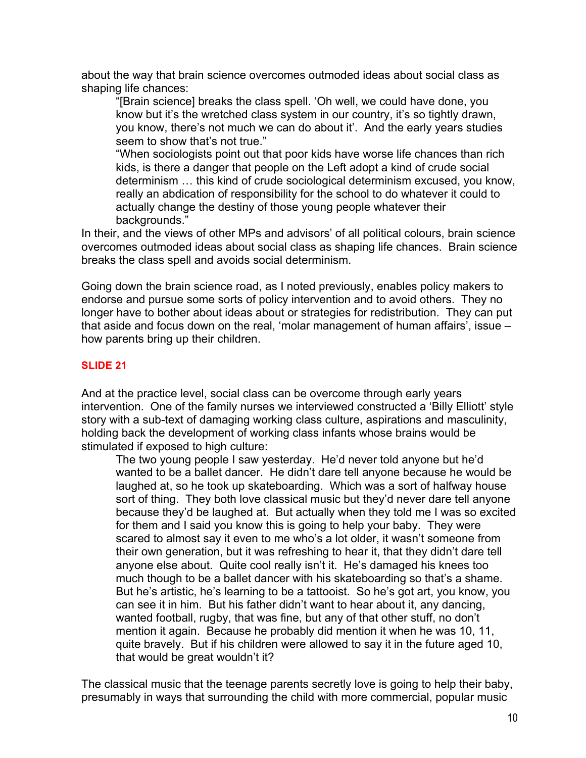about the way that brain science overcomes outmoded ideas about social class as shaping life chances:

> "[Brain science] breaks the class spell. 'Oh well, we could have done, you know but it's the wretched class system in our country, it's so tightly drawn, you know, there's not much we can do about it'. And the early years studies seem to show that's not true."
>
> "When sociologists point out that poor kids have worse life chances than rich kids, is there a danger that people on the Left adopt a kind of crude social determinism … this kind of crude sociological determinism excused, you know, really an abdication of responsibility for the school to do whatever it could to actually change the destiny of those young people whatever their backgrounds."

In their, and the views of other MPs and advisors' of all political colours, brain science overcomes outmoded ideas about social class as shaping life chances. Brain science breaks the class spell and avoids social determinism.

Going down the brain science road, as I noted previously, enables policy makers to endorse and pursue some sorts of policy intervention and to avoid others. They no longer have to bother about ideas about or strategies for redistribution. They can put that aside and focus down on the real, 'molar management of human affairs', issue – how parents bring up their children.

**SLIDE 21**

And at the practice level, social class can be overcome through early years intervention. One of the family nurses we interviewed constructed a 'Billy Elliott' style story with a sub-text of damaging working class culture, aspirations and masculinity, holding back the development of working class infants whose brains would be stimulated if exposed to high culture:

> The two young people I saw yesterday. He'd never told anyone but he'd wanted to be a ballet dancer. He didn't dare tell anyone because he would be laughed at, so he took up skateboarding. Which was a sort of halfway house sort of thing. They both love classical music but they'd never dare tell anyone because they'd be laughed at. But actually when they told me I was so excited for them and I said you know this is going to help your baby. They were scared to almost say it even to me who's a lot older, it wasn't someone from their own generation, but it was refreshing to hear it, that they didn't dare tell anyone else about. Quite cool really isn't it. He's damaged his knees too much though to be a ballet dancer with his skateboarding so that's a shame. But he's artistic, he's learning to be a tattooist. So he's got art, you know, you can see it in him. But his father didn't want to hear about it, any dancing, wanted football, rugby, that was fine, but any of that other stuff, no don't mention it again. Because he probably did mention it when he was 10, 11, quite bravely. But if his children were allowed to say it in the future aged 10, that would be great wouldn't it?

The classical music that the teenage parents secretly love is going to help their baby, presumably in ways that surrounding the child with more commercial, popular music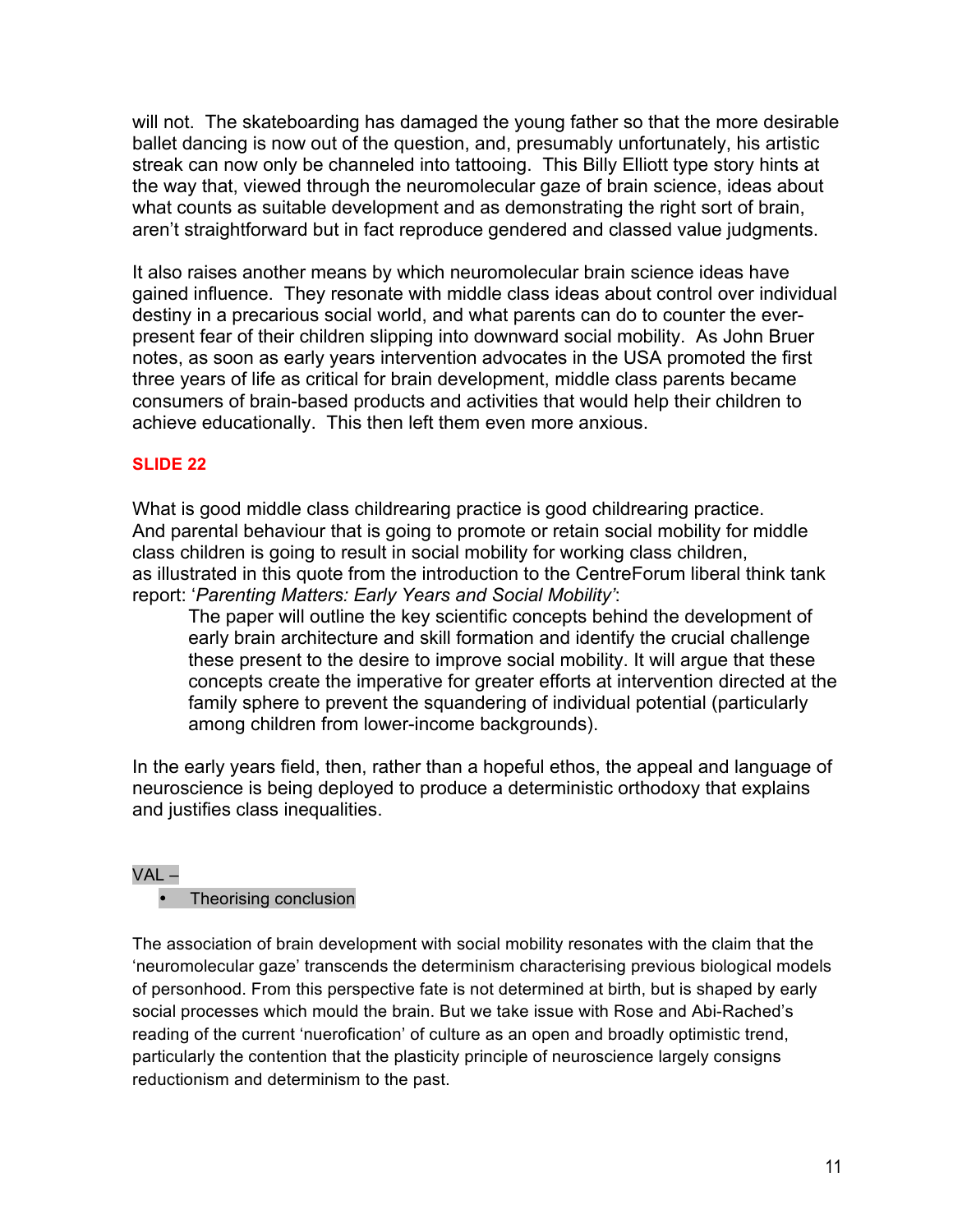will not. The skateboarding has damaged the young father so that the more desirable ballet dancing is now out of the question, and, presumably unfortunately, his artistic streak can now only be channeled into tattooing. This Billy Elliott type story hints at the way that, viewed through the neuromolecular gaze of brain science, ideas about what counts as suitable development and as demonstrating the right sort of brain, aren't straightforward but in fact reproduce gendered and classed value judgments.

It also raises another means by which neuromolecular brain science ideas have gained influence. They resonate with middle class ideas about control over individual destiny in a precarious social world, and what parents can do to counter the ever-present fear of their children slipping into downward social mobility. As John Bruer notes, as soon as early years intervention advocates in the USA promoted the first three years of life as critical for brain development, middle class parents became consumers of brain-based products and activities that would help their children to achieve educationally. This then left them even more anxious.

**SLIDE 22**

What is good middle class childrearing practice is good childrearing practice. And parental behaviour that is going to promote or retain social mobility for middle class children is going to result in social mobility for working class children, as illustrated in this quote from the introduction to the CentreForum liberal think tank report: '*Parenting Matters: Early Years and Social Mobility'*:

> The paper will outline the key scientific concepts behind the development of early brain architecture and skill formation and identify the crucial challenge these present to the desire to improve social mobility. It will argue that these concepts create the imperative for greater efforts at intervention directed at the family sphere to prevent the squandering of individual potential (particularly among children from lower-income backgrounds).

In the early years field, then, rather than a hopeful ethos, the appeal and language of neuroscience is being deployed to produce a deterministic orthodoxy that explains and justifies class inequalities.

VAL –

- Theorising conclusion

The association of brain development with social mobility resonates with the claim that the 'neuromolecular gaze' transcends the determinism characterising previous biological models of personhood. From this perspective fate is not determined at birth, but is shaped by early social processes which mould the brain. But we take issue with Rose and Abi-Rached's reading of the current 'nuerofication' of culture as an open and broadly optimistic trend, particularly the contention that the plasticity principle of neuroscience largely consigns reductionism and determinism to the past.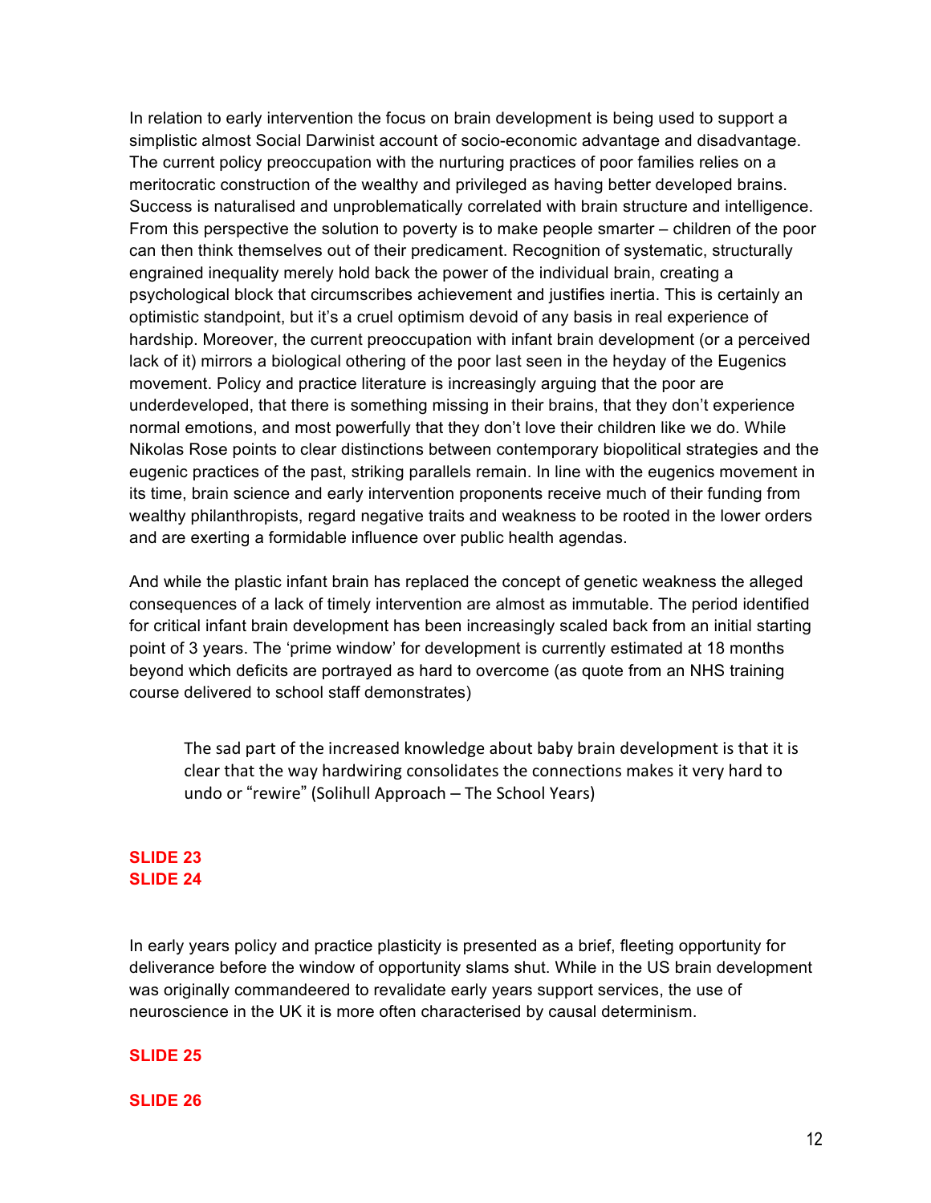In relation to early intervention the focus on brain development is being used to support a simplistic almost Social Darwinist account of socio-economic advantage and disadvantage. The current policy preoccupation with the nurturing practices of poor families relies on a meritocratic construction of the wealthy and privileged as having better developed brains. Success is naturalised and unproblematically correlated with brain structure and intelligence. From this perspective the solution to poverty is to make people smarter – children of the poor can then think themselves out of their predicament. Recognition of systematic, structurally engrained inequality merely hold back the power of the individual brain, creating a psychological block that circumscribes achievement and justifies inertia. This is certainly an optimistic standpoint, but it's a cruel optimism devoid of any basis in real experience of hardship. Moreover, the current preoccupation with infant brain development (or a perceived lack of it) mirrors a biological othering of the poor last seen in the heyday of the Eugenics movement. Policy and practice literature is increasingly arguing that the poor are underdeveloped, that there is something missing in their brains, that they don't experience normal emotions, and most powerfully that they don't love their children like we do. While Nikolas Rose points to clear distinctions between contemporary biopolitical strategies and the eugenic practices of the past, striking parallels remain. In line with the eugenics movement in its time, brain science and early intervention proponents receive much of their funding from wealthy philanthropists, regard negative traits and weakness to be rooted in the lower orders and are exerting a formidable influence over public health agendas.

And while the plastic infant brain has replaced the concept of genetic weakness the alleged consequences of a lack of timely intervention are almost as immutable. The period identified for critical infant brain development has been increasingly scaled back from an initial starting point of 3 years. The 'prime window' for development is currently estimated at 18 months beyond which deficits are portrayed as hard to overcome (as quote from an NHS training course delivered to school staff demonstrates)

> The sad part of the increased knowledge about baby brain development is that it is clear that the way hardwiring consolidates the connections makes it very hard to undo or "rewire" (Solihull Approach – The School Years)

**SLIDE 23**
**SLIDE 24**

In early years policy and practice plasticity is presented as a brief, fleeting opportunity for deliverance before the window of opportunity slams shut. While in the US brain development was originally commandeered to revalidate early years support services, the use of neuroscience in the UK it is more often characterised by causal determinism.

**SLIDE 25**

**SLIDE 26**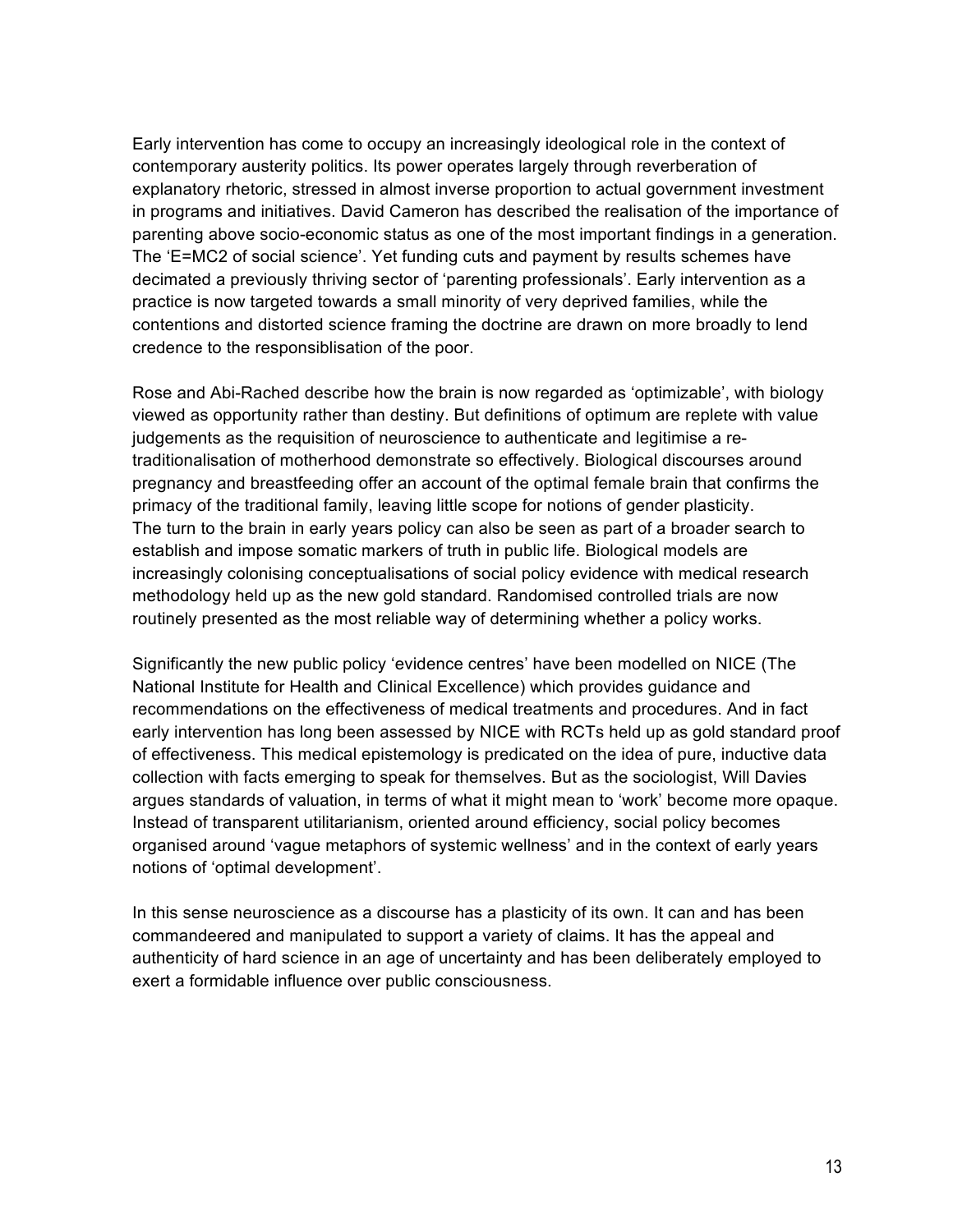Early intervention has come to occupy an increasingly ideological role in the context of contemporary austerity politics. Its power operates largely through reverberation of explanatory rhetoric, stressed in almost inverse proportion to actual government investment in programs and initiatives. David Cameron has described the realisation of the importance of parenting above socio-economic status as one of the most important findings in a generation. The 'E=MC2 of social science'. Yet funding cuts and payment by results schemes have decimated a previously thriving sector of 'parenting professionals'. Early intervention as a practice is now targeted towards a small minority of very deprived families, while the contentions and distorted science framing the doctrine are drawn on more broadly to lend credence to the responsiblisation of the poor.

Rose and Abi-Rached describe how the brain is now regarded as 'optimizable', with biology viewed as opportunity rather than destiny. But definitions of optimum are replete with value judgements as the requisition of neuroscience to authenticate and legitimise a re-traditionalisation of motherhood demonstrate so effectively. Biological discourses around pregnancy and breastfeeding offer an account of the optimal female brain that confirms the primacy of the traditional family, leaving little scope for notions of gender plasticity. The turn to the brain in early years policy can also be seen as part of a broader search to establish and impose somatic markers of truth in public life. Biological models are increasingly colonising conceptualisations of social policy evidence with medical research methodology held up as the new gold standard. Randomised controlled trials are now routinely presented as the most reliable way of determining whether a policy works.

Significantly the new public policy 'evidence centres' have been modelled on NICE (The National Institute for Health and Clinical Excellence) which provides guidance and recommendations on the effectiveness of medical treatments and procedures. And in fact early intervention has long been assessed by NICE with RCTs held up as gold standard proof of effectiveness. This medical epistemology is predicated on the idea of pure, inductive data collection with facts emerging to speak for themselves. But as the sociologist, Will Davies argues standards of valuation, in terms of what it might mean to 'work' become more opaque. Instead of transparent utilitarianism, oriented around efficiency, social policy becomes organised around 'vague metaphors of systemic wellness' and in the context of early years notions of 'optimal development'.

In this sense neuroscience as a discourse has a plasticity of its own. It can and has been commandeered and manipulated to support a variety of claims. It has the appeal and authenticity of hard science in an age of uncertainty and has been deliberately employed to exert a formidable influence over public consciousness.